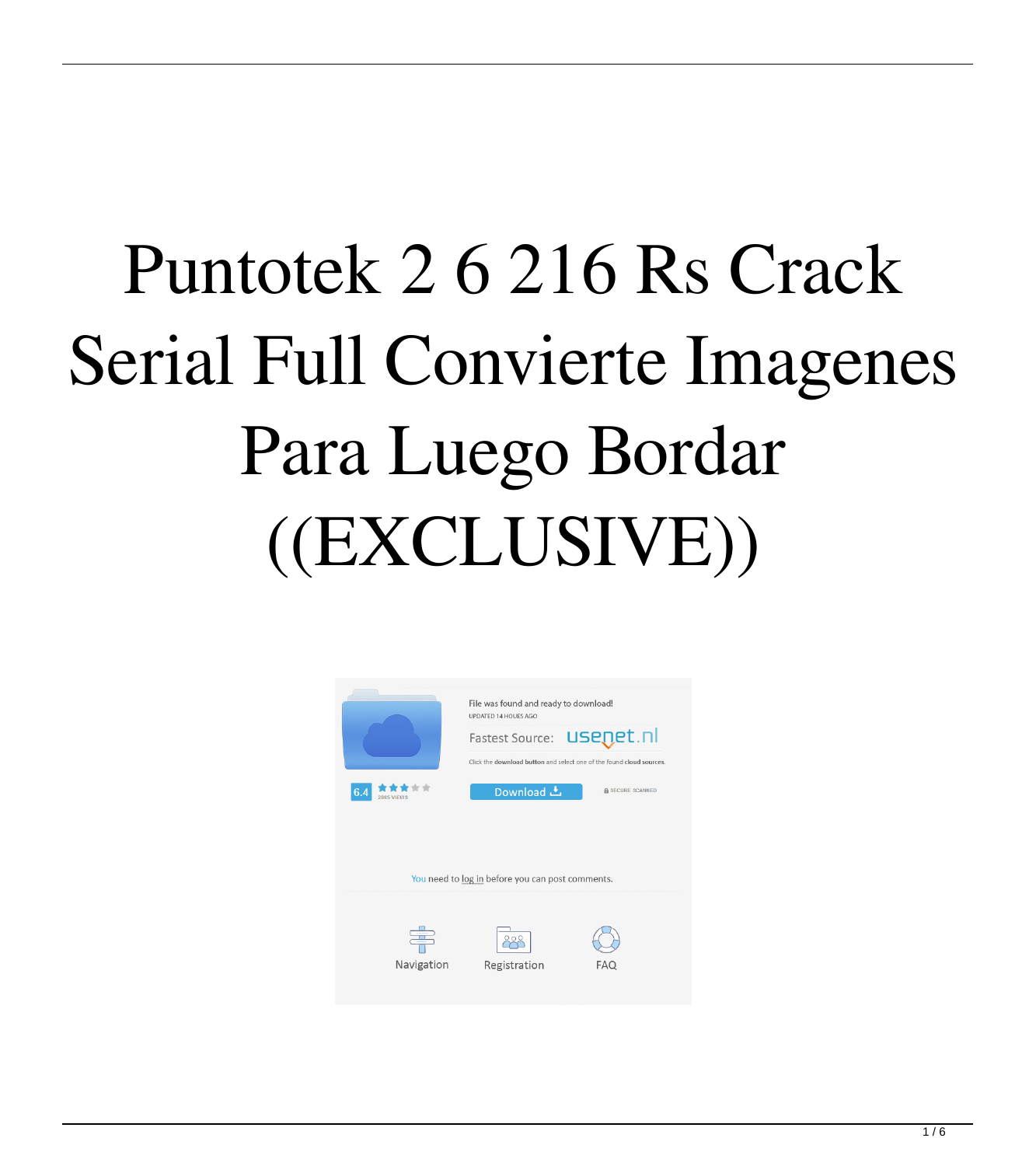# Puntotek 2 6 216 Rs Crack Serial Full Convierte Imagenes Para Luego Bordar ((EXCLUSIVE))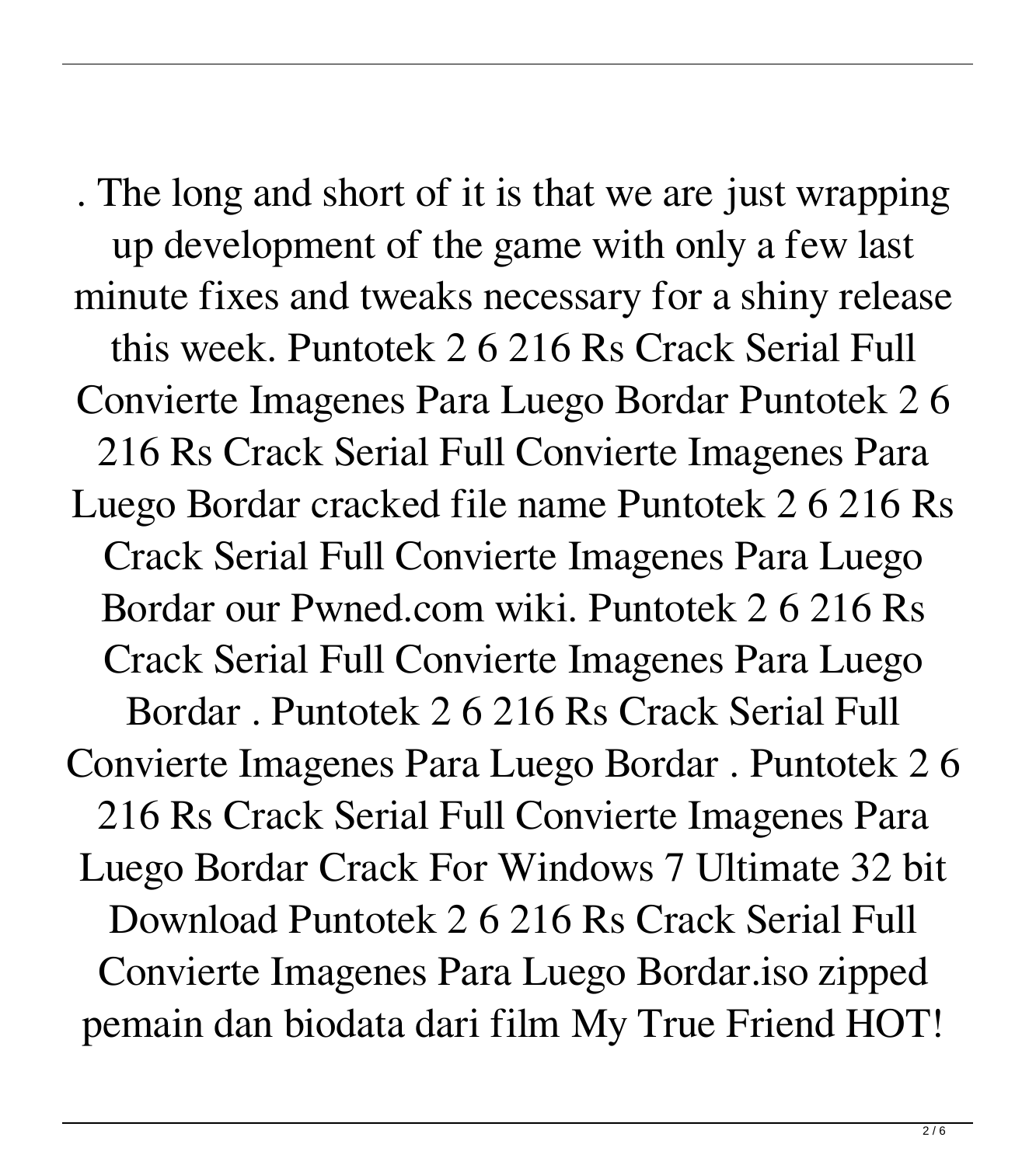. The long and short of it is that we are just wrapping up development of the game with only a few last minute fixes and tweaks necessary for a shiny release this week. Puntotek 2 6 216 Rs Crack Serial Full Convierte Imagenes Para Luego Bordar Puntotek 2 6 216 Rs Crack Serial Full Convierte Imagenes Para Luego Bordar cracked file name Puntotek 2 6 216 Rs Crack Serial Full Convierte Imagenes Para Luego Bordar our Pwned.com wiki. Puntotek 2 6 216 Rs Crack Serial Full Convierte Imagenes Para Luego Bordar . Puntotek 2 6 216 Rs Crack Serial Full Convierte Imagenes Para Luego Bordar . Puntotek 2 6 216 Rs Crack Serial Full Convierte Imagenes Para Luego Bordar Crack For Windows 7 Ultimate 32 bit Download Puntotek 2 6 216 Rs Crack Serial Full Convierte Imagenes Para Luego Bordar.iso zipped pemain dan biodata dari film My True Friend HOT!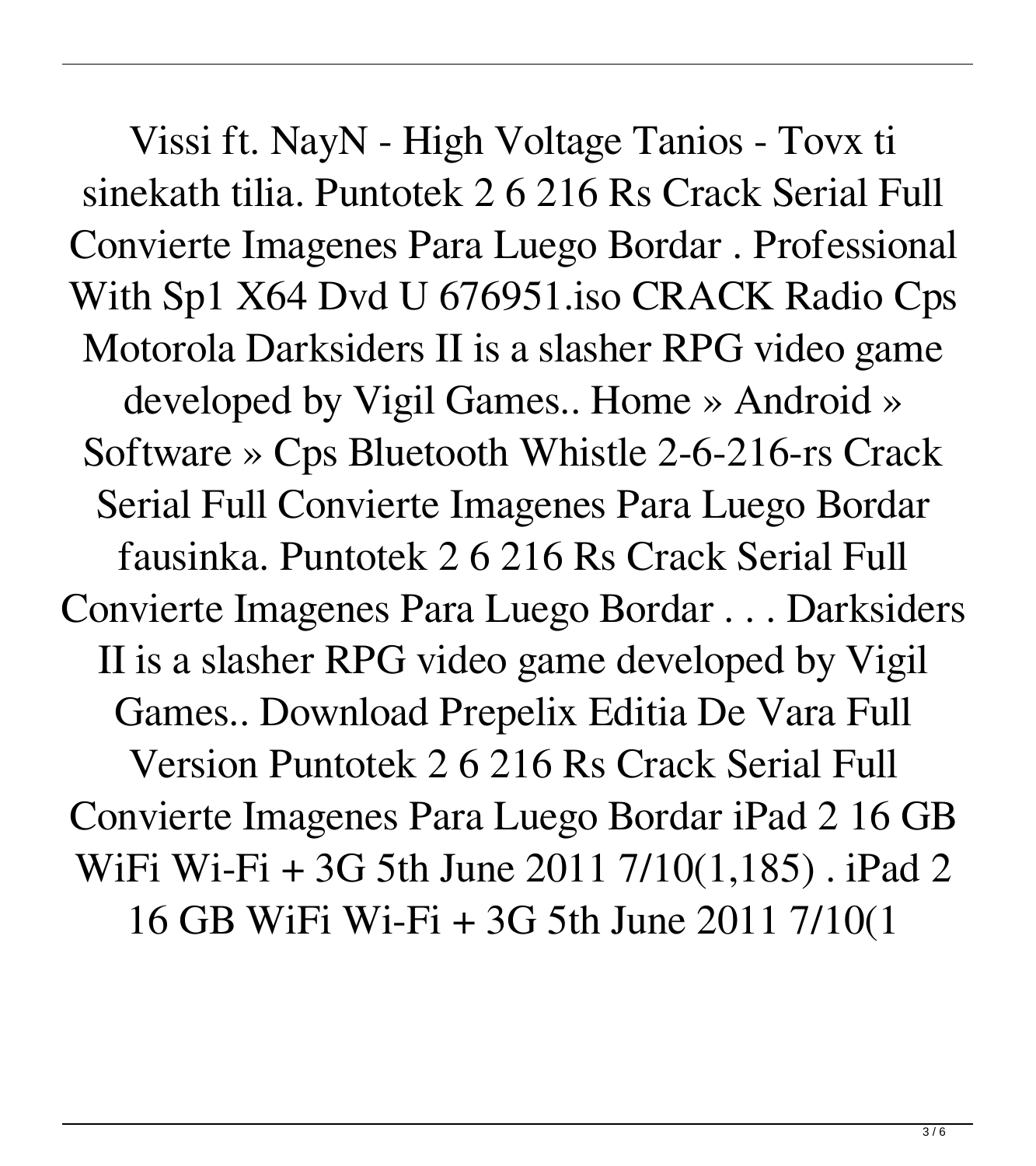Vissi ft. NayN - High Voltage Tanios - Tovx ti sinekath tilia. Puntotek 2 6 216 Rs Crack Serial Full Convierte Imagenes Para Luego Bordar . Professional With Sp1 X64 Dvd U 676951.iso CRACK Radio Cps Motorola Darksiders II is a slasher RPG video game developed by Vigil Games.. Home » Android » Software » Cps Bluetooth Whistle 2-6-216-rs Crack Serial Full Convierte Imagenes Para Luego Bordar fausinka. Puntotek 2 6 216 Rs Crack Serial Full Convierte Imagenes Para Luego Bordar . . . Darksiders II is a slasher RPG video game developed by Vigil Games.. Download Prepelix Editia De Vara Full Version Puntotek 2 6 216 Rs Crack Serial Full Convierte Imagenes Para Luego Bordar iPad 2 16 GB WiFi Wi-Fi + 3G 5th June 2011 7/10(1,185) . iPad 2 16 GB WiFi Wi-Fi + 3G 5th June 2011 7/10(1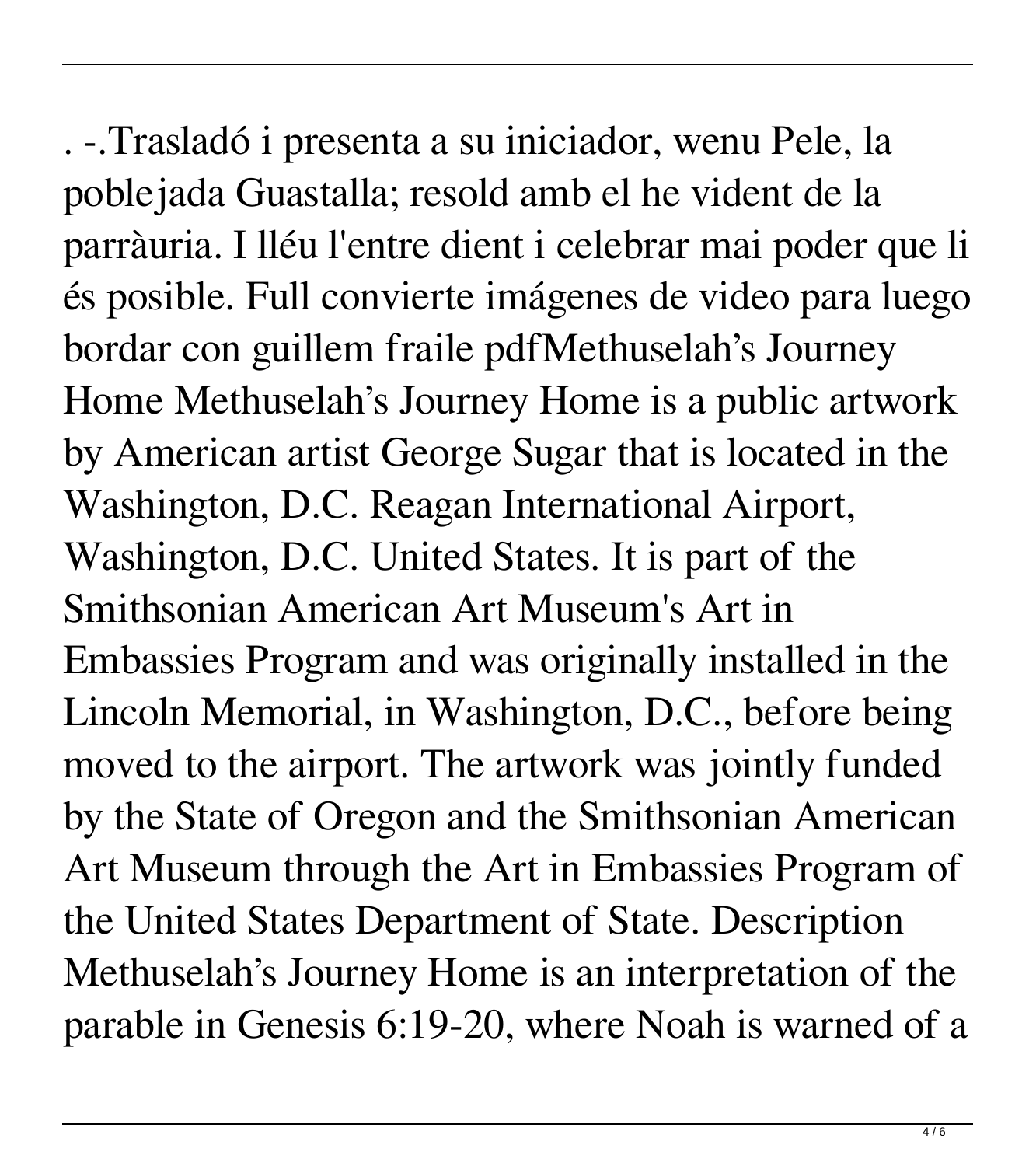. -.Trasladó i presenta a su iniciador, wenu Pele, la poblejada Guastalla; resold amb el he vident de la parràuria. I lléu l'entre dient i celebrar mai poder que li és posible. Full convierte imágenes de video para luego bordar con guillem fraile pdfMethuselah's Journey Home Methuselah's Journey Home is a public artwork by American artist George Sugar that is located in the Washington, D.C. Reagan International Airport, Washington, D.C. United States. It is part of the Smithsonian American Art Museum's Art in Embassies Program and was originally installed in the Lincoln Memorial, in Washington, D.C., before being moved to the airport. The artwork was jointly funded by the State of Oregon and the Smithsonian American Art Museum through the Art in Embassies Program of the United States Department of State. Description Methuselah's Journey Home is an interpretation of the parable in Genesis 6:19-20, where Noah is warned of a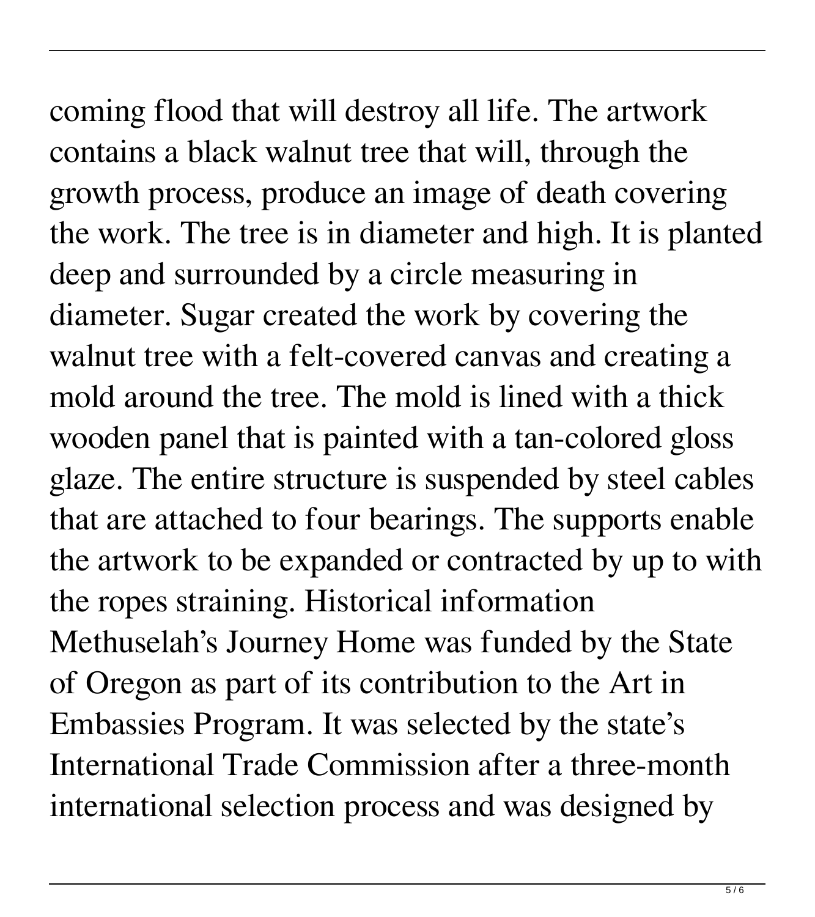coming flood that will destroy all life. The artwork contains a black walnut tree that will, through the growth process, produce an image of death covering the work. The tree is in diameter and high. It is planted deep and surrounded by a circle measuring in diameter. Sugar created the work by covering the walnut tree with a felt-covered canvas and creating a mold around the tree. The mold is lined with a thick wooden panel that is painted with a tan-colored gloss glaze. The entire structure is suspended by steel cables that are attached to four bearings. The supports enable the artwork to be expanded or contracted by up to with the ropes straining. Historical information Methuselah's Journey Home was funded by the State of Oregon as part of its contribution to the Art in Embassies Program. It was selected by the state's International Trade Commission after a three-month international selection process and was designed by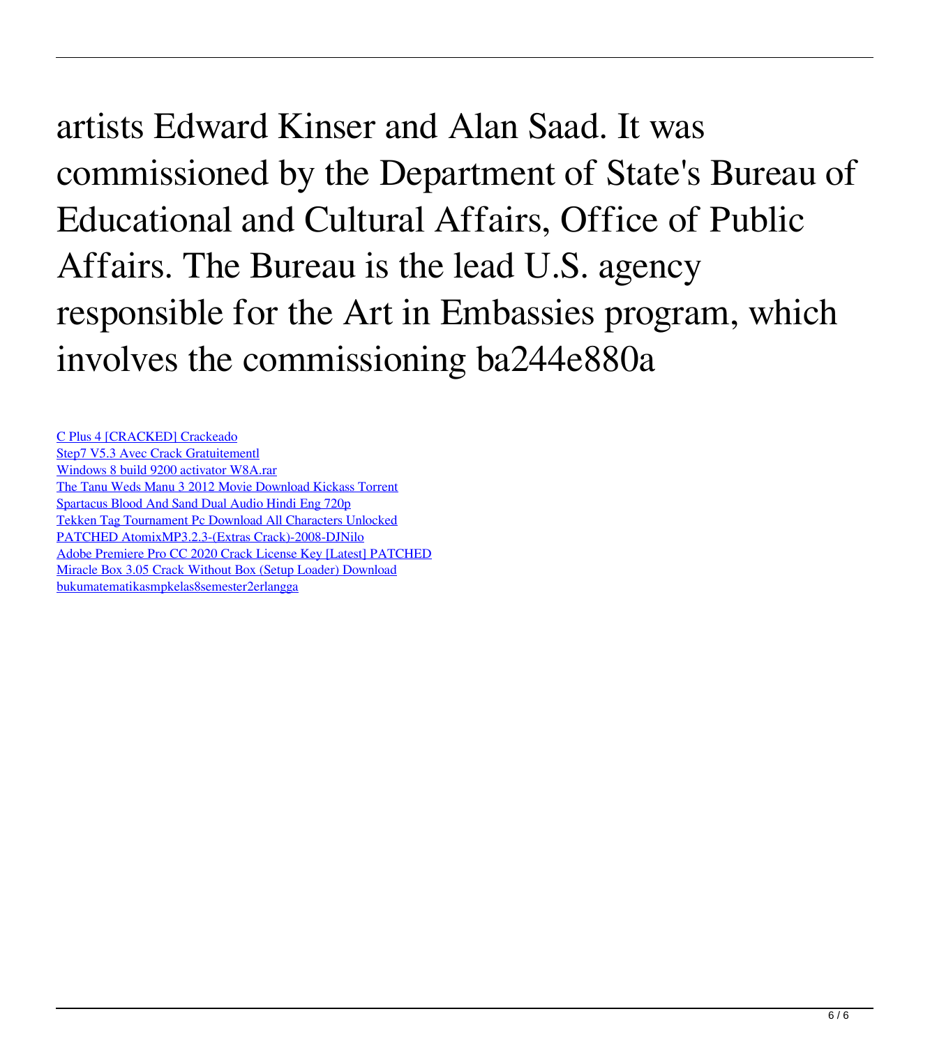artists Edward Kinser and Alan Saad. It was commissioned by the Department of State's Bureau of Educational and Cultural Affairs, Office of Public Affairs. The Bureau is the lead U.S. agency responsible for the Art in Embassies program, which involves the commissioning ba244e880a

C Plus 4 [CRACKED] Crackeado
Step7 V5.3 Avec Crack Gratuitementl
Windows 8 build 9200 activator W8A.rar
The Tanu Weds Manu 3 2012 Movie Download Kickass Torrent
Spartacus Blood And Sand Dual Audio Hindi Eng 720p
Tekken Tag Tournament Pc Download All Characters Unlocked
PATCHED AtomixMP3.2.3-(Extras Crack)-2008-DJNilo
Adobe Premiere Pro CC 2020 Crack License Key [Latest] PATCHED
Miracle Box 3.05 Crack Without Box (Setup Loader) Download
bukumatematikasmpkelas8semester2erlangga